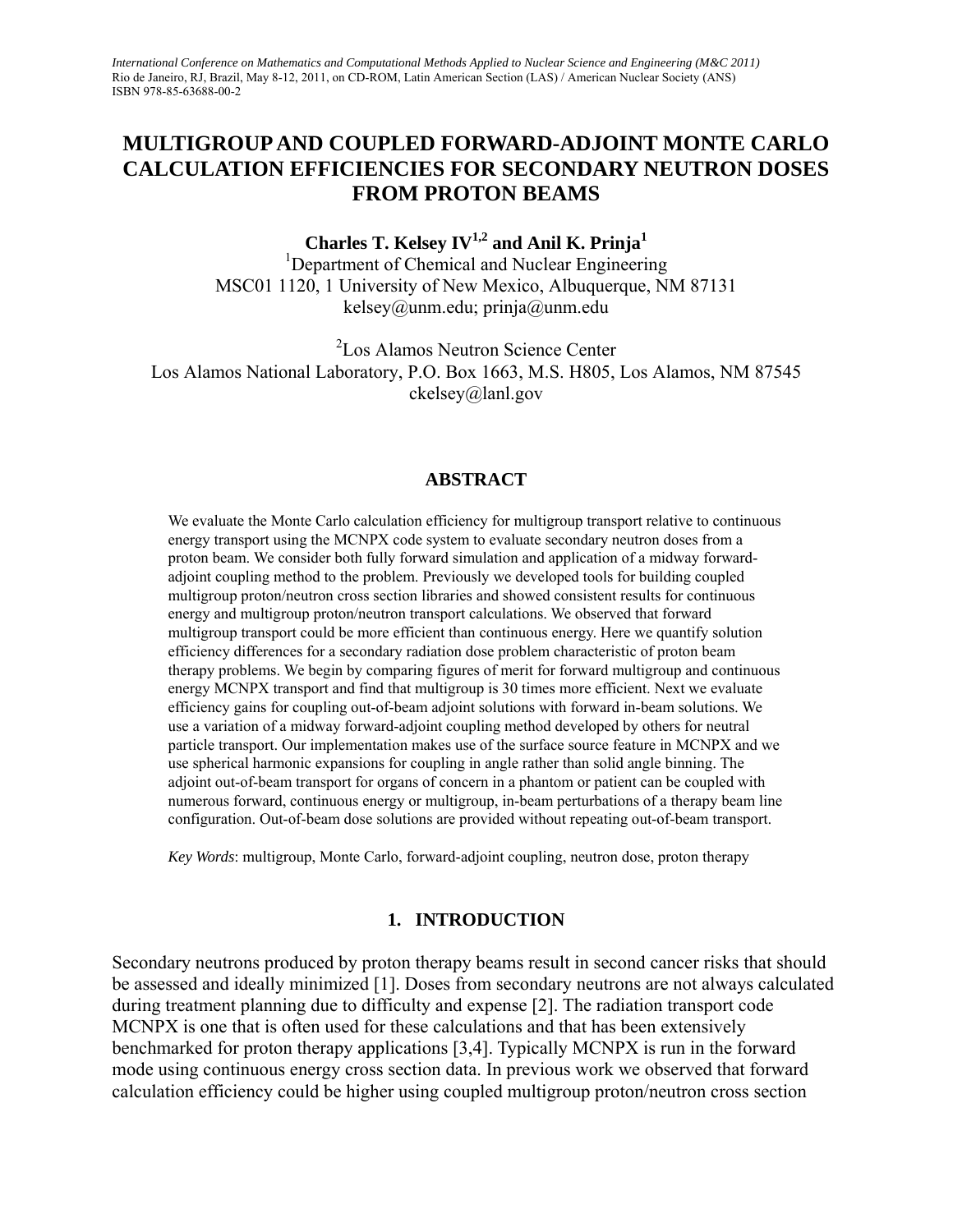# MULTIGROUP AND COUPLED FORWARD-ADJOINT MONTE CARLO CALCULATION EFFICIENCIES FOR SECONDARY NEUTRON DOSES FROM PROTON BEAMS

**Charles T. Kelsey IV[1,2] and Anil K. Prinja[1]**

[1]Department of Chemical and Nuclear Engineering
MSC01 1120, 1 University of New Mexico, Albuquerque, NM 87131
kelsey@unm.edu; prinja@unm.edu

[2]Los Alamos Neutron Science Center
Los Alamos National Laboratory, P.O. Box 1663, M.S. H805, Los Alamos, NM 87545
ckelsey@lanl.gov

## ABSTRACT

We evaluate the Monte Carlo calculation efficiency for multigroup transport relative to continuous energy transport using the MCNPX code system to evaluate secondary neutron doses from a proton beam. We consider both fully forward simulation and application of a midway forward-adjoint coupling method to the problem. Previously we developed tools for building coupled multigroup proton/neutron cross section libraries and showed consistent results for continuous energy and multigroup proton/neutron transport calculations. We observed that forward multigroup transport could be more efficient than continuous energy. Here we quantify solution efficiency differences for a secondary radiation dose problem characteristic of proton beam therapy problems. We begin by comparing figures of merit for forward multigroup and continuous energy MCNPX transport and find that multigroup is 30 times more efficient. Next we evaluate efficiency gains for coupling out-of-beam adjoint solutions with forward in-beam solutions. We use a variation of a midway forward-adjoint coupling method developed by others for neutral particle transport. Our implementation makes use of the surface source feature in MCNPX and we use spherical harmonic expansions for coupling in angle rather than solid angle binning. The adjoint out-of-beam transport for organs of concern in a phantom or patient can be coupled with numerous forward, continuous energy or multigroup, in-beam perturbations of a therapy beam line configuration. Out-of-beam dose solutions are provided without repeating out-of-beam transport.

*Key Words*: multigroup, Monte Carlo, forward-adjoint coupling, neutron dose, proton therapy

## 1. INTRODUCTION

Secondary neutrons produced by proton therapy beams result in second cancer risks that should be assessed and ideally minimized [1]. Doses from secondary neutrons are not always calculated during treatment planning due to difficulty and expense [2]. The radiation transport code MCNPX is one that is often used for these calculations and that has been extensively benchmarked for proton therapy applications [3,4]. Typically MCNPX is run in the forward mode using continuous energy cross section data. In previous work we observed that forward calculation efficiency could be higher using coupled multigroup proton/neutron cross section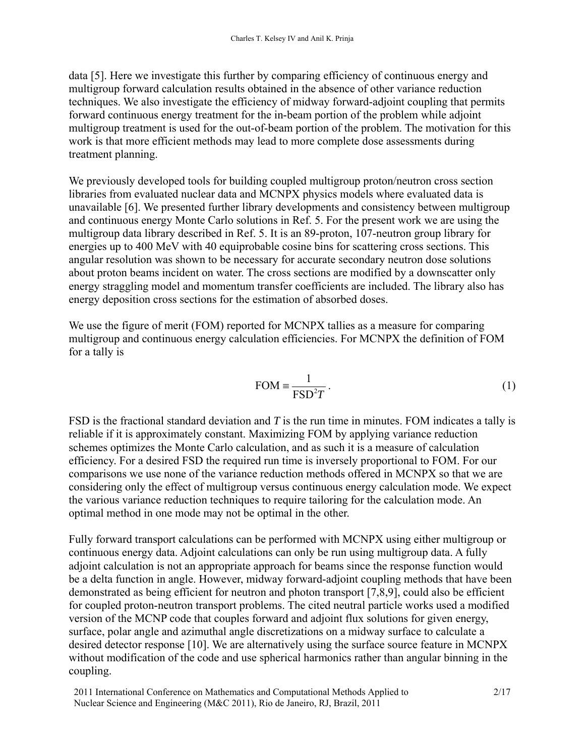data [5]. Here we investigate this further by comparing efficiency of continuous energy and multigroup forward calculation results obtained in the absence of other variance reduction techniques. We also investigate the efficiency of midway forward-adjoint coupling that permits forward continuous energy treatment for the in-beam portion of the problem while adjoint multigroup treatment is used for the out-of-beam portion of the problem. The motivation for this work is that more efficient methods may lead to more complete dose assessments during treatment planning.

We previously developed tools for building coupled multigroup proton/neutron cross section libraries from evaluated nuclear data and MCNPX physics models where evaluated data is unavailable [6]. We presented further library developments and consistency between multigroup and continuous energy Monte Carlo solutions in Ref. 5. For the present work we are using the multigroup data library described in Ref. 5. It is an 89-proton, 107-neutron group library for energies up to 400 MeV with 40 equiprobable cosine bins for scattering cross sections. This angular resolution was shown to be necessary for accurate secondary neutron dose solutions about proton beams incident on water. The cross sections are modified by a downscatter only energy straggling model and momentum transfer coefficients are included. The library also has energy deposition cross sections for the estimation of absorbed doses.

We use the figure of merit (FOM) reported for MCNPX tallies as a measure for comparing multigroup and continuous energy calculation efficiencies. For MCNPX the definition of FOM for a tally is

$$\mathrm{FOM} \equiv \frac{1}{\mathrm{FSD}^2 T} . \tag{1}$$

FSD is the fractional standard deviation and $T$ is the run time in minutes. FOM indicates a tally is reliable if it is approximately constant. Maximizing FOM by applying variance reduction schemes optimizes the Monte Carlo calculation, and as such it is a measure of calculation efficiency. For a desired FSD the required run time is inversely proportional to FOM. For our comparisons we use none of the variance reduction methods offered in MCNPX so that we are considering only the effect of multigroup versus continuous energy calculation mode. We expect the various variance reduction techniques to require tailoring for the calculation mode. An optimal method in one mode may not be optimal in the other.

Fully forward transport calculations can be performed with MCNPX using either multigroup or continuous energy data. Adjoint calculations can only be run using multigroup data. A fully adjoint calculation is not an appropriate approach for beams since the response function would be a delta function in angle. However, midway forward-adjoint coupling methods that have been demonstrated as being efficient for neutron and photon transport [7,8,9], could also be efficient for coupled proton-neutron transport problems. The cited neutral particle works used a modified version of the MCNP code that couples forward and adjoint flux solutions for given energy, surface, polar angle and azimuthal angle discretizations on a midway surface to calculate a desired detector response [10]. We are alternatively using the surface source feature in MCNPX without modification of the code and use spherical harmonics rather than angular binning in the coupling.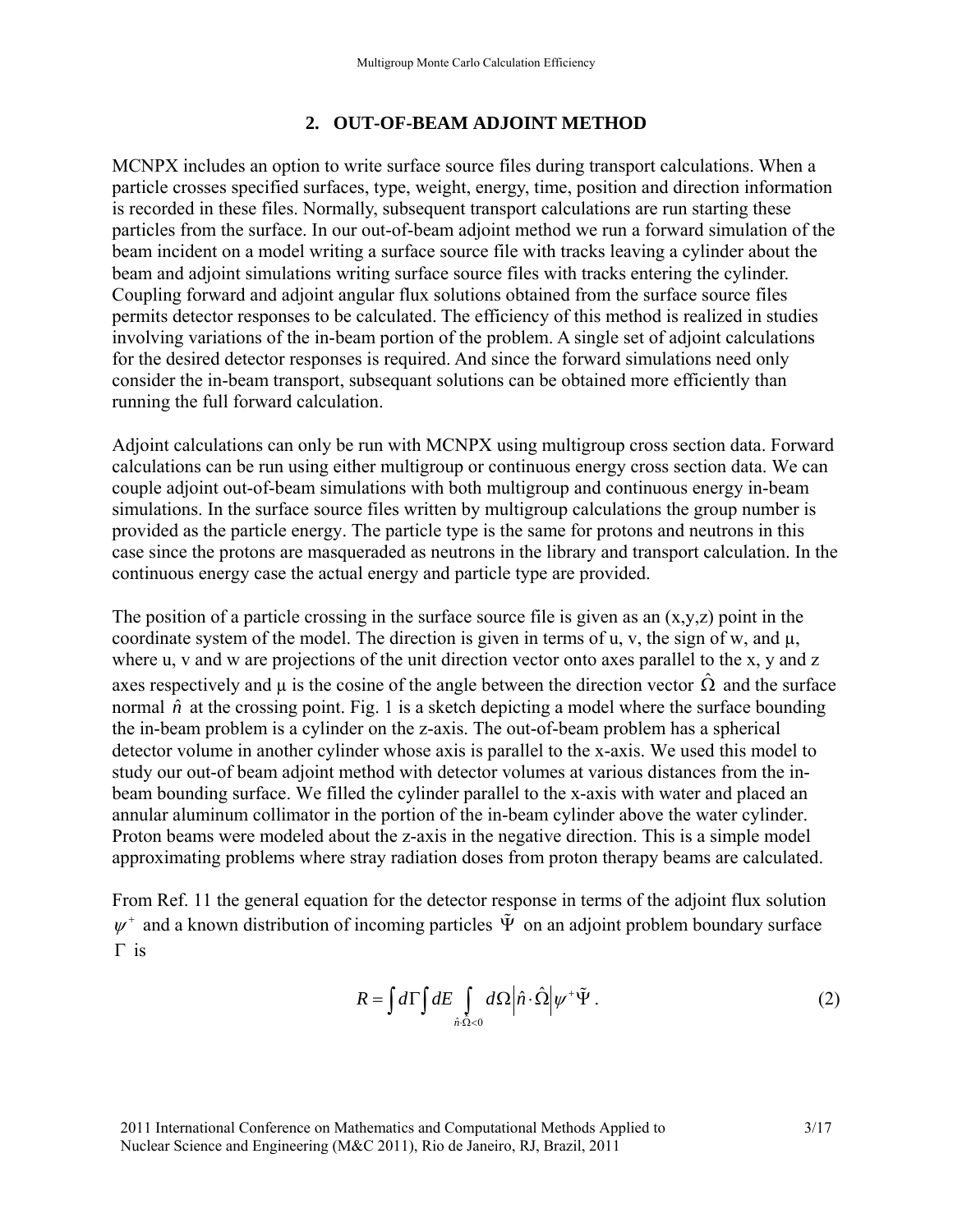## 2. OUT-OF-BEAM ADJOINT METHOD

MCNPX includes an option to write surface source files during transport calculations. When a particle crosses specified surfaces, type, weight, energy, time, position and direction information is recorded in these files. Normally, subsequent transport calculations are run starting these particles from the surface. In our out-of-beam adjoint method we run a forward simulation of the beam incident on a model writing a surface source file with tracks leaving a cylinder about the beam and adjoint simulations writing surface source files with tracks entering the cylinder. Coupling forward and adjoint angular flux solutions obtained from the surface source files permits detector responses to be calculated. The efficiency of this method is realized in studies involving variations of the in-beam portion of the problem. A single set of adjoint calculations for the desired detector responses is required. And since the forward simulations need only consider the in-beam transport, subsequant solutions can be obtained more efficiently than running the full forward calculation.

Adjoint calculations can only be run with MCNPX using multigroup cross section data. Forward calculations can be run using either multigroup or continuous energy cross section data. We can couple adjoint out-of-beam simulations with both multigroup and continuous energy in-beam simulations. In the surface source files written by multigroup calculations the group number is provided as the particle energy. The particle type is the same for protons and neutrons in this case since the protons are masqueraded as neutrons in the library and transport calculation. In the continuous energy case the actual energy and particle type are provided.

The position of a particle crossing in the surface source file is given as an (x,y,z) point in the coordinate system of the model. The direction is given in terms of u, v, the sign of w, and μ, where u, v and w are projections of the unit direction vector onto axes parallel to the x, y and z axes respectively and μ is the cosine of the angle between the direction vector $\hat{\Omega}$ and the surface normal $\hat{n}$ at the crossing point. Fig. 1 is a sketch depicting a model where the surface bounding the in-beam problem is a cylinder on the z-axis. The out-of-beam problem has a spherical detector volume in another cylinder whose axis is parallel to the x-axis. We used this model to study our out-of beam adjoint method with detector volumes at various distances from the in-beam bounding surface. We filled the cylinder parallel to the x-axis with water and placed an annular aluminum collimator in the portion of the in-beam cylinder above the water cylinder. Proton beams were modeled about the z-axis in the negative direction. This is a simple model approximating problems where stray radiation doses from proton therapy beams are calculated.

From Ref. 11 the general equation for the detector response in terms of the adjoint flux solution $\psi^+$ and a known distribution of incoming particles $\tilde{\Psi}$ on an adjoint problem boundary surface $\Gamma$ is

$$R = \int d\Gamma \int dE \int_{\hat{n}\cdot\hat{\Omega}<0} d\Omega \left|\hat{n}\cdot\hat{\Omega}\right| \psi^+ \tilde{\Psi} \, . \tag{2}$$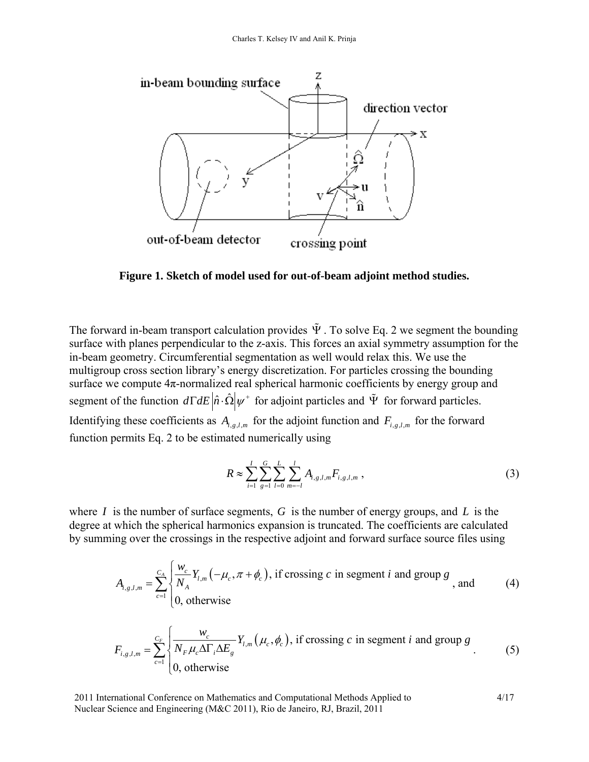**Figure 1. Sketch of model used for out-of-beam adjoint method studies.**

The forward in-beam transport calculation provides $\tilde{\Psi}$. To solve Eq. 2 we segment the bounding surface with planes perpendicular to the z-axis. This forces an axial symmetry assumption for the in-beam geometry. Circumferential segmentation as well would relax this. We use the multigroup cross section library's energy discretization. For particles crossing the bounding surface we compute 4π-normalized real spherical harmonic coefficients by energy group and segment of the function $d\Gamma dE \left|\hat{n}\cdot\hat{\Omega}\right|\psi^{+}$ for adjoint particles and $\tilde{\Psi}$ for forward particles. Identifying these coefficients as $A_{i,g,l,m}$ for the adjoint function and $F_{i,g,l,m}$ for the forward function permits Eq. 2 to be estimated numerically using

$$R \approx \sum_{i=1}^{I}\sum_{g=1}^{G}\sum_{l=0}^{L}\sum_{m=-l}^{l} A_{i,g,l,m}F_{i,g,l,m} \ , \tag{3}$$

where $I$ is the number of surface segments, $G$ is the number of energy groups, and $L$ is the degree at which the spherical harmonics expansion is truncated. The coefficients are calculated by summing over the crossings in the respective adjoint and forward surface source files using

$$A_{i,g,l,m} = \sum_{c=1}^{C_A} \begin{cases} \dfrac{w_c}{N_A} Y_{l,m}\left(-\mu_c, \pi+\phi_c\right), \text{ if crossing } c \text{ in segment } i \text{ and group } g \\ 0, \text{ otherwise} \end{cases} \text{, and} \tag{4}$$

$$F_{i,g,l,m} = \sum_{c=1}^{C_F} \begin{cases} \dfrac{w_c}{N_F \mu_c \Delta\Gamma_i \Delta E_g} Y_{l,m}\left(\mu_c, \phi_c\right), \text{ if crossing } c \text{ in segment } i \text{ and group } g \\ 0, \text{ otherwise} \end{cases} . \tag{5}$$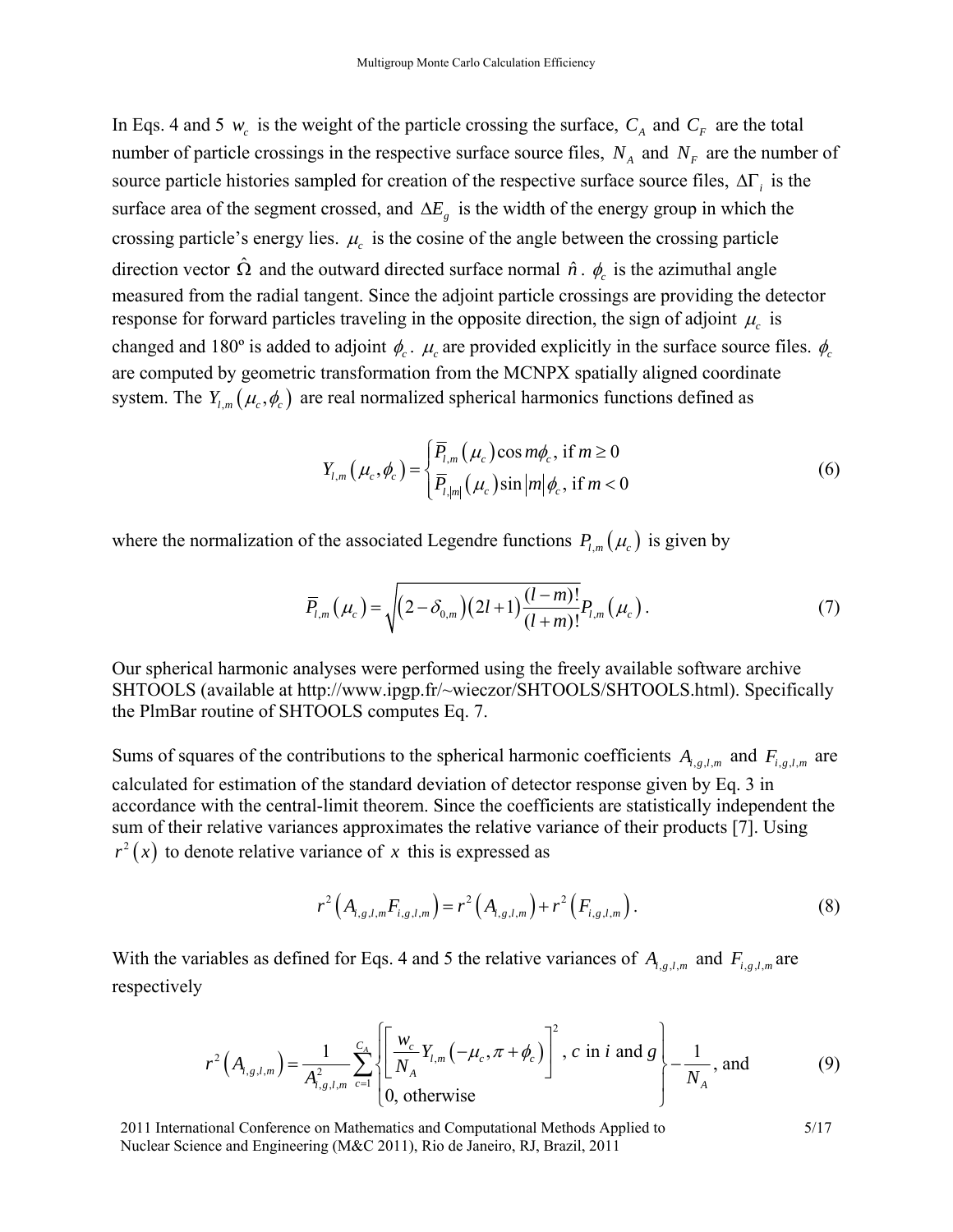In Eqs. 4 and 5 $w_c$ is the weight of the particle crossing the surface, $C_A$ and $C_F$ are the total number of particle crossings in the respective surface source files, $N_A$ and $N_F$ are the number of source particle histories sampled for creation of the respective surface source files, $\Delta\Gamma_i$ is the surface area of the segment crossed, and $\Delta E_g$ is the width of the energy group in which the crossing particle's energy lies. $\mu_c$ is the cosine of the angle between the crossing particle direction vector $\hat{\Omega}$ and the outward directed surface normal $\hat{n}$. $\phi_c$ is the azimuthal angle measured from the radial tangent. Since the adjoint particle crossings are providing the detector response for forward particles traveling in the opposite direction, the sign of adjoint $\mu_c$ is changed and 180º is added to adjoint $\phi_c$. $\mu_c$ are provided explicitly in the surface source files. $\phi_c$ are computed by geometric transformation from the MCNPX spatially aligned coordinate system. The $Y_{l,m}\left(\mu_c,\phi_c\right)$ are real normalized spherical harmonics functions defined as

$$
Y_{l,m}\left(\mu_c,\phi_c\right)=\begin{cases}\bar{P}_{l,m}\left(\mu_c\right)\cos m\phi_c, \text{ if } m\geq 0\\ \bar{P}_{l,|m|}\left(\mu_c\right)\sin|m|\phi_c, \text{ if } m<0\end{cases} \tag{6}
$$

where the normalization of the associated Legendre functions $P_{l,m}\left(\mu_c\right)$ is given by

$$
\bar{P}_{l,m}\left(\mu_c\right)=\sqrt{\left(2-\delta_{0,m}\right)\left(2l+1\right)\frac{(l-m)!}{(l+m)!}}P_{l,m}\left(\mu_c\right). \tag{7}
$$

Our spherical harmonic analyses were performed using the freely available software archive SHTOOLS (available at http://www.ipgp.fr/~wieczor/SHTOOLS/SHTOOLS.html). Specifically the PlmBar routine of SHTOOLS computes Eq. 7.

Sums of squares of the contributions to the spherical harmonic coefficients $A_{i,g,l,m}$ and $F_{i,g,l,m}$ are calculated for estimation of the standard deviation of detector response given by Eq. 3 in accordance with the central-limit theorem. Since the coefficients are statistically independent the sum of their relative variances approximates the relative variance of their products [7]. Using $r^2(x)$ to denote relative variance of $x$ this is expressed as

$$
r^2\left(A_{i,g,l,m}F_{i,g,l,m}\right)=r^2\left(A_{i,g,l,m}\right)+r^2\left(F_{i,g,l,m}\right). \tag{8}
$$

With the variables as defined for Eqs. 4 and 5 the relative variances of $A_{i,g,l,m}$ and $F_{i,g,l,m}$ are respectively

$$
r^2\left(A_{i,g,l,m}\right)=\frac{1}{A_{i,g,l,m}^2}\sum_{c=1}^{C_A}\left\{\begin{matrix}\left[\dfrac{w_c}{N_A}Y_{l,m}\left(-\mu_c,\pi+\phi_c\right)\right]^2, \ c \text{ in } i \text{ and } g\\ 0, \text{ otherwise}\end{matrix}\right\}-\frac{1}{N_A}, \text{ and} \tag{9}
$$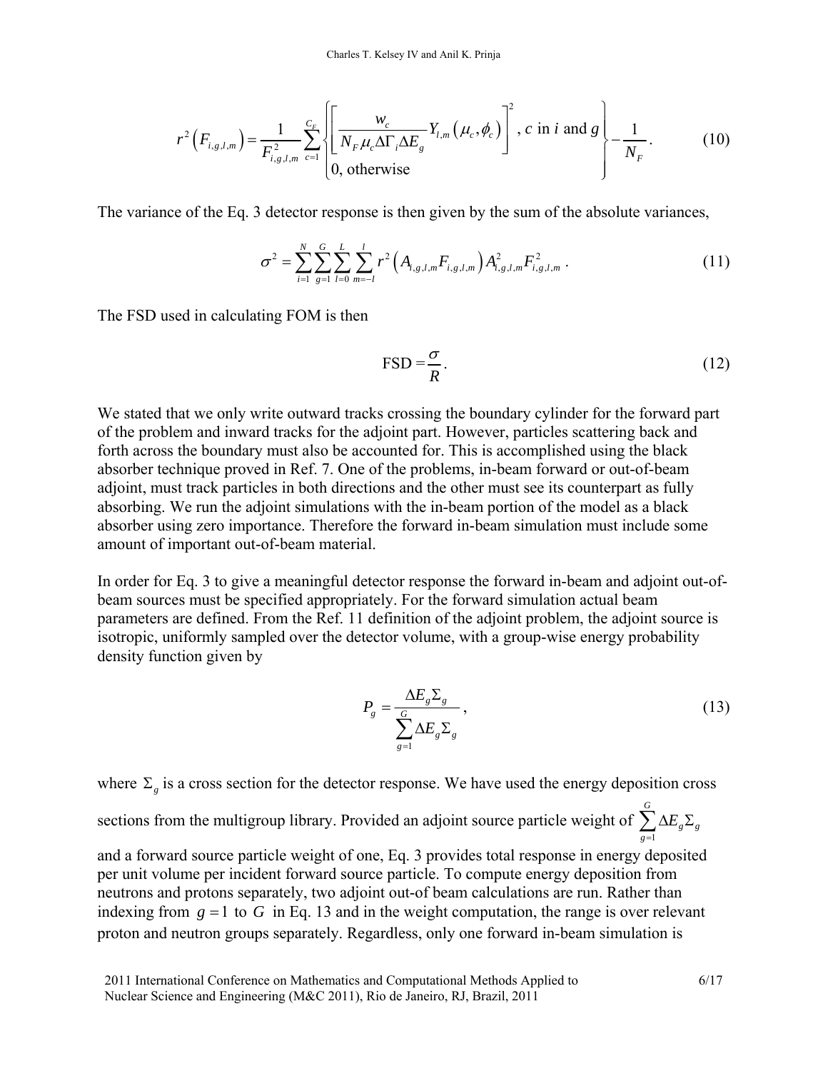$$r^2\left(F_{i,g,l,m}\right) = \frac{1}{F_{i,g,l,m}^2} \sum_{c=1}^{C_F} \begin{Bmatrix} \left[ \dfrac{w_c}{N_F \mu_c \Delta\Gamma_i \Delta E_g} Y_{l,m}\left(\mu_c, \phi_c\right) \right]^2, c \text{ in } i \text{ and } g \\ 0, \text{otherwise} \end{Bmatrix} - \frac{1}{N_F}. \tag{10}$$

The variance of the Eq. 3 detector response is then given by the sum of the absolute variances,

$$\sigma^2 = \sum_{i=1}^{N} \sum_{g=1}^{G} \sum_{l=0}^{L} \sum_{m=-l}^{l} r^2\left(A_{i,g,l,m} F_{i,g,l,m}\right) A_{i,g,l,m}^2 F_{i,g,l,m}^2 . \tag{11}$$

The FSD used in calculating FOM is then

$$\text{FSD} = \frac{\sigma}{R}. \tag{12}$$

We stated that we only write outward tracks crossing the boundary cylinder for the forward part of the problem and inward tracks for the adjoint part. However, particles scattering back and forth across the boundary must also be accounted for. This is accomplished using the black absorber technique proved in Ref. 7. One of the problems, in-beam forward or out-of-beam adjoint, must track particles in both directions and the other must see its counterpart as fully absorbing. We run the adjoint simulations with the in-beam portion of the model as a black absorber using zero importance. Therefore the forward in-beam simulation must include some amount of important out-of-beam material.

In order for Eq. 3 to give a meaningful detector response the forward in-beam and adjoint out-of-beam sources must be specified appropriately. For the forward simulation actual beam parameters are defined. From the Ref. 11 definition of the adjoint problem, the adjoint source is isotropic, uniformly sampled over the detector volume, with a group-wise energy probability density function given by

$$P_g = \frac{\Delta E_g \Sigma_g}{\sum_{g=1}^{G} \Delta E_g \Sigma_g}, \tag{13}$$

where $\Sigma_g$ is a cross section for the detector response. We have used the energy deposition cross sections from the multigroup library. Provided an adjoint source particle weight of $\sum_{g=1}^{G} \Delta E_g \Sigma_g$ and a forward source particle weight of one, Eq. 3 provides total response in energy deposited per unit volume per incident forward source particle. To compute energy deposition from neutrons and protons separately, two adjoint out-of beam calculations are run. Rather than indexing from $g = 1$ to $G$ in Eq. 13 and in the weight computation, the range is over relevant proton and neutron groups separately. Regardless, only one forward in-beam simulation is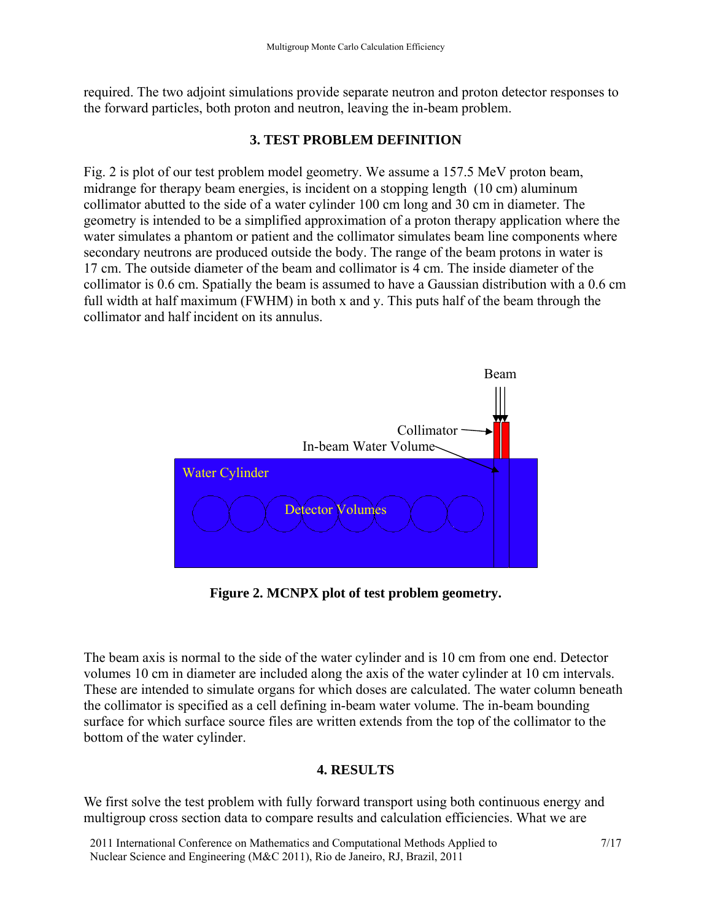required. The two adjoint simulations provide separate neutron and proton detector responses to the forward particles, both proton and neutron, leaving the in-beam problem.

## 3. TEST PROBLEM DEFINITION

Fig. 2 is plot of our test problem model geometry. We assume a 157.5 MeV proton beam, midrange for therapy beam energies, is incident on a stopping length (10 cm) aluminum collimator abutted to the side of a water cylinder 100 cm long and 30 cm in diameter. The geometry is intended to be a simplified approximation of a proton therapy application where the water simulates a phantom or patient and the collimator simulates beam line components where secondary neutrons are produced outside the body. The range of the beam protons in water is 17 cm. The outside diameter of the beam and collimator is 4 cm. The inside diameter of the collimator is 0.6 cm. Spatially the beam is assumed to have a Gaussian distribution with a 0.6 cm full width at half maximum (FWHM) in both x and y. This puts half of the beam through the collimator and half incident on its annulus.

**Figure 2. MCNPX plot of test problem geometry.**

The beam axis is normal to the side of the water cylinder and is 10 cm from one end. Detector volumes 10 cm in diameter are included along the axis of the water cylinder at 10 cm intervals. These are intended to simulate organs for which doses are calculated. The water column beneath the collimator is specified as a cell defining in-beam water volume. The in-beam bounding surface for which surface source files are written extends from the top of the collimator to the bottom of the water cylinder.

## 4. RESULTS

We first solve the test problem with fully forward transport using both continuous energy and multigroup cross section data to compare results and calculation efficiencies. What we are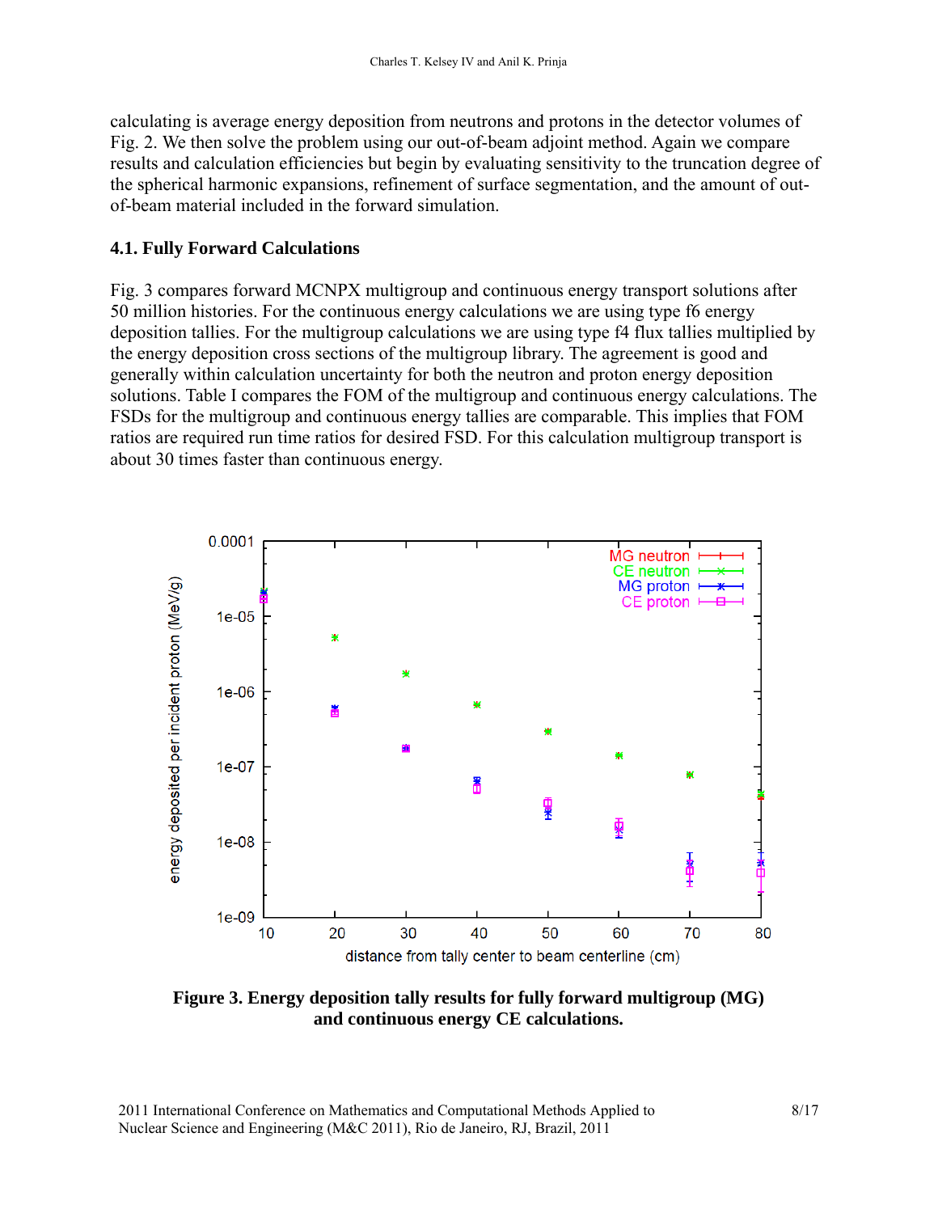calculating is average energy deposition from neutrons and protons in the detector volumes of Fig. 2. We then solve the problem using our out-of-beam adjoint method. Again we compare results and calculation efficiencies but begin by evaluating sensitivity to the truncation degree of the spherical harmonic expansions, refinement of surface segmentation, and the amount of out-of-beam material included in the forward simulation.

### 4.1. Fully Forward Calculations

Fig. 3 compares forward MCNPX multigroup and continuous energy transport solutions after 50 million histories. For the continuous energy calculations we are using type f6 energy deposition tallies. For the multigroup calculations we are using type f4 flux tallies multiplied by the energy deposition cross sections of the multigroup library. The agreement is good and generally within calculation uncertainty for both the neutron and proton energy deposition solutions. Table I compares the FOM of the multigroup and continuous energy calculations. The FSDs for the multigroup and continuous energy tallies are comparable. This implies that FOM ratios are required run time ratios for desired FSD. For this calculation multigroup transport is about 30 times faster than continuous energy.

**Figure 3. Energy deposition tally results for fully forward multigroup (MG) and continuous energy CE calculations.**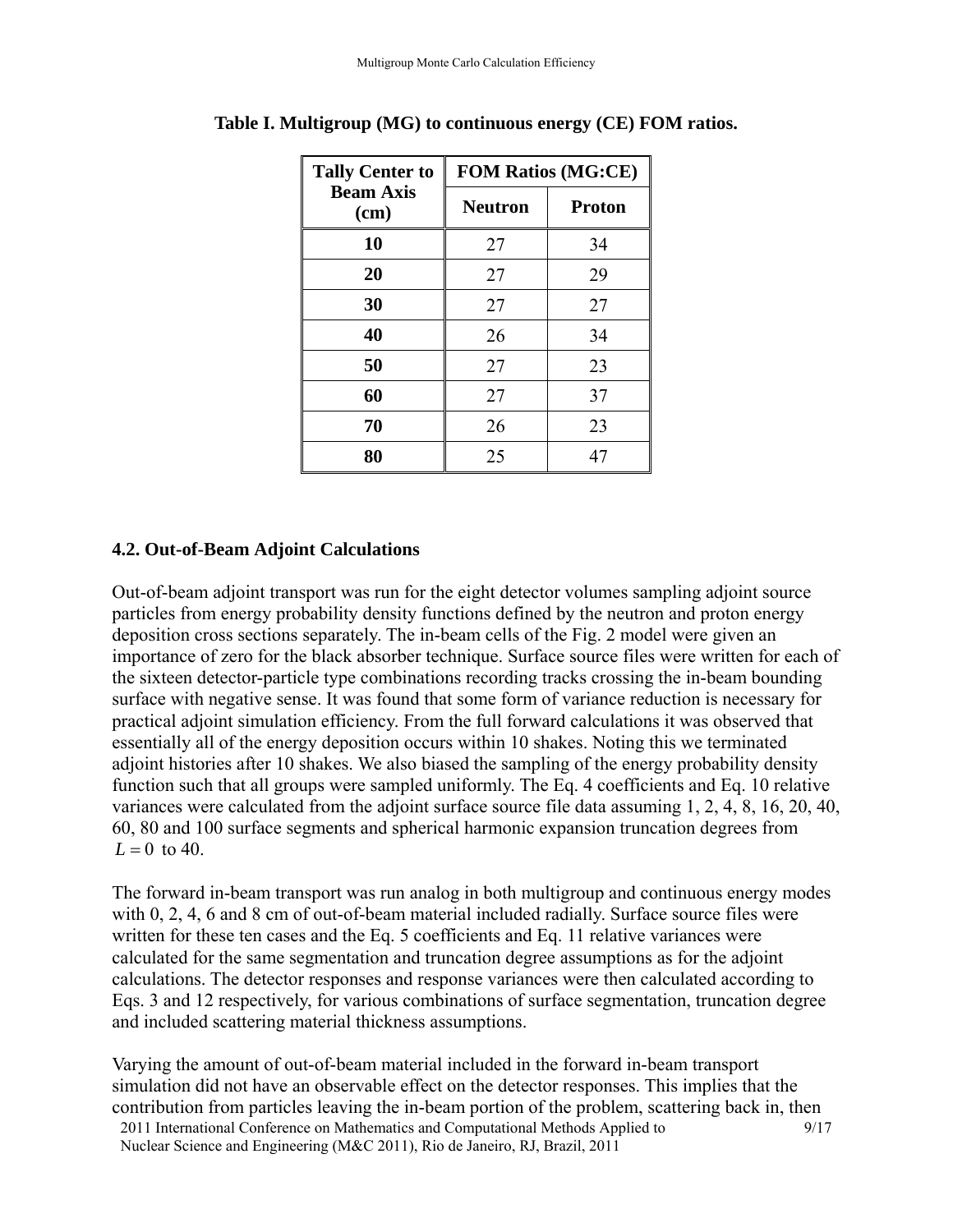**Table I. Multigroup (MG) to continuous energy (CE) FOM ratios.**

| Tally Center to Beam Axis (cm) | FOM Ratios (MG:CE) | |
|---|---|---|
| | Neutron | Proton |
| 10 | 27 | 34 |
| 20 | 27 | 29 |
| 30 | 27 | 27 |
| 40 | 26 | 34 |
| 50 | 27 | 23 |
| 60 | 27 | 37 |
| 70 | 26 | 23 |
| 80 | 25 | 47 |

### 4.2. Out-of-Beam Adjoint Calculations

Out-of-beam adjoint transport was run for the eight detector volumes sampling adjoint source particles from energy probability density functions defined by the neutron and proton energy deposition cross sections separately. The in-beam cells of the Fig. 2 model were given an importance of zero for the black absorber technique. Surface source files were written for each of the sixteen detector-particle type combinations recording tracks crossing the in-beam bounding surface with negative sense. It was found that some form of variance reduction is necessary for practical adjoint simulation efficiency. From the full forward calculations it was observed that essentially all of the energy deposition occurs within 10 shakes. Noting this we terminated adjoint histories after 10 shakes. We also biased the sampling of the energy probability density function such that all groups were sampled uniformly. The Eq. 4 coefficients and Eq. 10 relative variances were calculated from the adjoint surface source file data assuming 1, 2, 4, 8, 16, 20, 40, 60, 80 and 100 surface segments and spherical harmonic expansion truncation degrees from $L = 0$ to 40.

The forward in-beam transport was run analog in both multigroup and continuous energy modes with 0, 2, 4, 6 and 8 cm of out-of-beam material included radially. Surface source files were written for these ten cases and the Eq. 5 coefficients and Eq. 11 relative variances were calculated for the same segmentation and truncation degree assumptions as for the adjoint calculations. The detector responses and response variances were then calculated according to Eqs. 3 and 12 respectively, for various combinations of surface segmentation, truncation degree and included scattering material thickness assumptions.

Varying the amount of out-of-beam material included in the forward in-beam transport simulation did not have an observable effect on the detector responses. This implies that the contribution from particles leaving the in-beam portion of the problem, scattering back in, then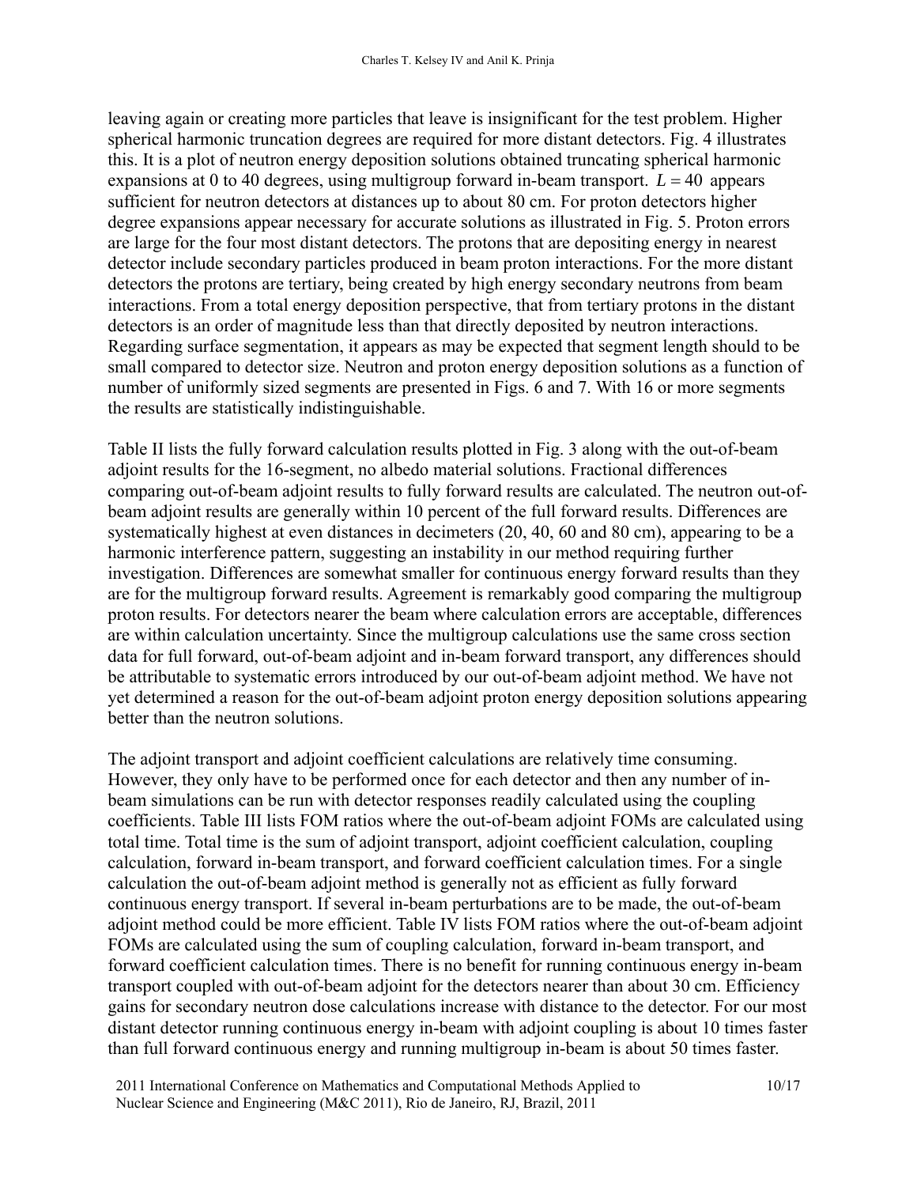leaving again or creating more particles that leave is insignificant for the test problem. Higher spherical harmonic truncation degrees are required for more distant detectors. Fig. 4 illustrates this. It is a plot of neutron energy deposition solutions obtained truncating spherical harmonic expansions at 0 to 40 degrees, using multigroup forward in-beam transport. $L = 40$ appears sufficient for neutron detectors at distances up to about 80 cm. For proton detectors higher degree expansions appear necessary for accurate solutions as illustrated in Fig. 5. Proton errors are large for the four most distant detectors. The protons that are depositing energy in nearest detector include secondary particles produced in beam proton interactions. For the more distant detectors the protons are tertiary, being created by high energy secondary neutrons from beam interactions. From a total energy deposition perspective, that from tertiary protons in the distant detectors is an order of magnitude less than that directly deposited by neutron interactions. Regarding surface segmentation, it appears as may be expected that segment length should to be small compared to detector size. Neutron and proton energy deposition solutions as a function of number of uniformly sized segments are presented in Figs. 6 and 7. With 16 or more segments the results are statistically indistinguishable.

Table II lists the fully forward calculation results plotted in Fig. 3 along with the out-of-beam adjoint results for the 16-segment, no albedo material solutions. Fractional differences comparing out-of-beam adjoint results to fully forward results are calculated. The neutron out-of-beam adjoint results are generally within 10 percent of the full forward results. Differences are systematically highest at even distances in decimeters (20, 40, 60 and 80 cm), appearing to be a harmonic interference pattern, suggesting an instability in our method requiring further investigation. Differences are somewhat smaller for continuous energy forward results than they are for the multigroup forward results. Agreement is remarkably good comparing the multigroup proton results. For detectors nearer the beam where calculation errors are acceptable, differences are within calculation uncertainty. Since the multigroup calculations use the same cross section data for full forward, out-of-beam adjoint and in-beam forward transport, any differences should be attributable to systematic errors introduced by our out-of-beam adjoint method. We have not yet determined a reason for the out-of-beam adjoint proton energy deposition solutions appearing better than the neutron solutions.

The adjoint transport and adjoint coefficient calculations are relatively time consuming. However, they only have to be performed once for each detector and then any number of in-beam simulations can be run with detector responses readily calculated using the coupling coefficients. Table III lists FOM ratios where the out-of-beam adjoint FOMs are calculated using total time. Total time is the sum of adjoint transport, adjoint coefficient calculation, coupling calculation, forward in-beam transport, and forward coefficient calculation times. For a single calculation the out-of-beam adjoint method is generally not as efficient as fully forward continuous energy transport. If several in-beam perturbations are to be made, the out-of-beam adjoint method could be more efficient. Table IV lists FOM ratios where the out-of-beam adjoint FOMs are calculated using the sum of coupling calculation, forward in-beam transport, and forward coefficient calculation times. There is no benefit for running continuous energy in-beam transport coupled with out-of-beam adjoint for the detectors nearer than about 30 cm. Efficiency gains for secondary neutron dose calculations increase with distance to the detector. For our most distant detector running continuous energy in-beam with adjoint coupling is about 10 times faster than full forward continuous energy and running multigroup in-beam is about 50 times faster.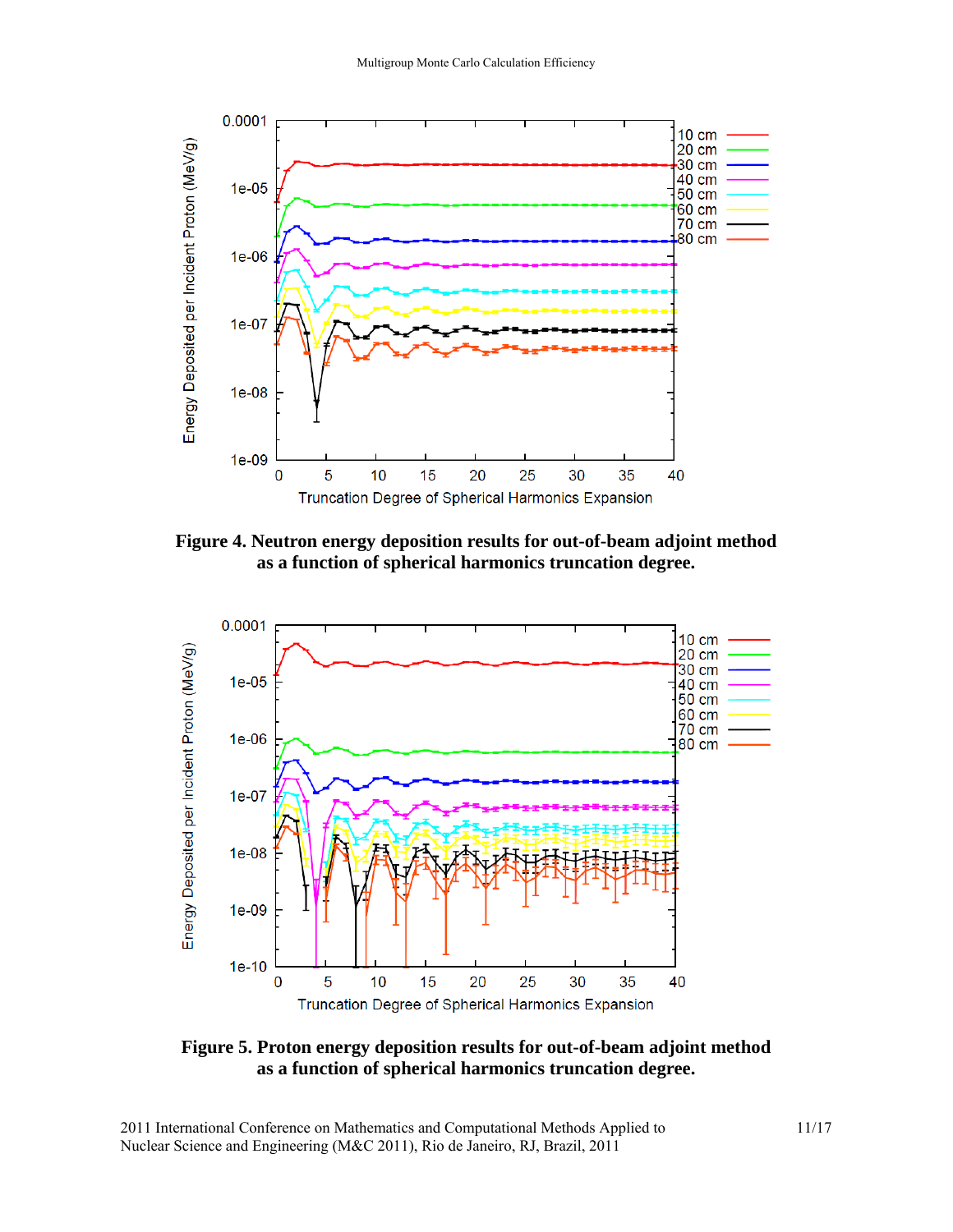**Figure 4. Neutron energy deposition results for out-of-beam adjoint method as a function of spherical harmonics truncation degree.**

**Figure 5. Proton energy deposition results for out-of-beam adjoint method as a function of spherical harmonics truncation degree.**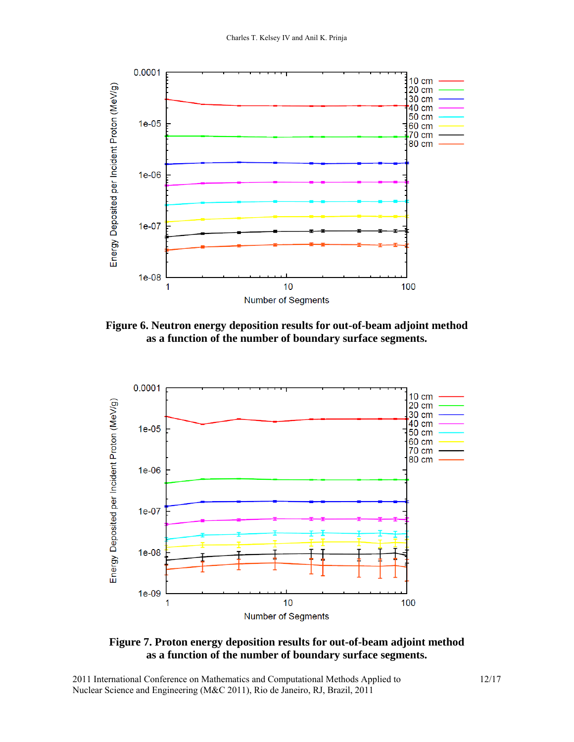**Figure 6. Neutron energy deposition results for out-of-beam adjoint method as a function of the number of boundary surface segments.**

**Figure 7. Proton energy deposition results for out-of-beam adjoint method as a function of the number of boundary surface segments.**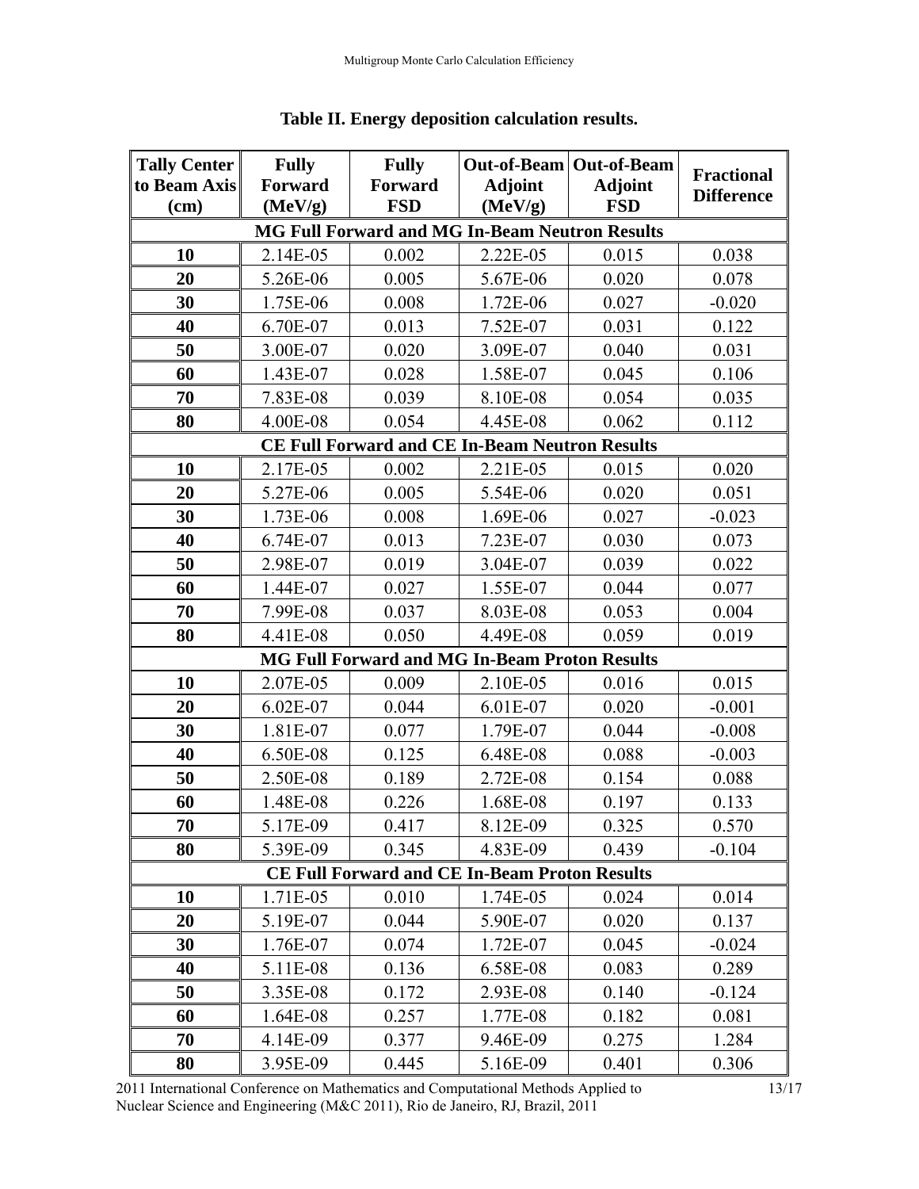**Table II. Energy deposition calculation results.**

| Tally Center to Beam Axis (cm) | Fully Forward (MeV/g) | Fully Forward FSD | Out-of-Beam Adjoint (MeV/g) | Out-of-Beam Adjoint FSD | Fractional Difference |
|---|---|---|---|---|---|
| **MG Full Forward and MG In-Beam Neutron Results** | | | | | |
| **10** | 2.14E-05 | 0.002 | 2.22E-05 | 0.015 | 0.038 |
| **20** | 5.26E-06 | 0.005 | 5.67E-06 | 0.020 | 0.078 |
| **30** | 1.75E-06 | 0.008 | 1.72E-06 | 0.027 | -0.020 |
| **40** | 6.70E-07 | 0.013 | 7.52E-07 | 0.031 | 0.122 |
| **50** | 3.00E-07 | 0.020 | 3.09E-07 | 0.040 | 0.031 |
| **60** | 1.43E-07 | 0.028 | 1.58E-07 | 0.045 | 0.106 |
| **70** | 7.83E-08 | 0.039 | 8.10E-08 | 0.054 | 0.035 |
| **80** | 4.00E-08 | 0.054 | 4.45E-08 | 0.062 | 0.112 |
| **CE Full Forward and CE In-Beam Neutron Results** | | | | | |
| **10** | 2.17E-05 | 0.002 | 2.21E-05 | 0.015 | 0.020 |
| **20** | 5.27E-06 | 0.005 | 5.54E-06 | 0.020 | 0.051 |
| **30** | 1.73E-06 | 0.008 | 1.69E-06 | 0.027 | -0.023 |
| **40** | 6.74E-07 | 0.013 | 7.23E-07 | 0.030 | 0.073 |
| **50** | 2.98E-07 | 0.019 | 3.04E-07 | 0.039 | 0.022 |
| **60** | 1.44E-07 | 0.027 | 1.55E-07 | 0.044 | 0.077 |
| **70** | 7.99E-08 | 0.037 | 8.03E-08 | 0.053 | 0.004 |
| **80** | 4.41E-08 | 0.050 | 4.49E-08 | 0.059 | 0.019 |
| **MG Full Forward and MG In-Beam Proton Results** | | | | | |
| **10** | 2.07E-05 | 0.009 | 2.10E-05 | 0.016 | 0.015 |
| **20** | 6.02E-07 | 0.044 | 6.01E-07 | 0.020 | -0.001 |
| **30** | 1.81E-07 | 0.077 | 1.79E-07 | 0.044 | -0.008 |
| **40** | 6.50E-08 | 0.125 | 6.48E-08 | 0.088 | -0.003 |
| **50** | 2.50E-08 | 0.189 | 2.72E-08 | 0.154 | 0.088 |
| **60** | 1.48E-08 | 0.226 | 1.68E-08 | 0.197 | 0.133 |
| **70** | 5.17E-09 | 0.417 | 8.12E-09 | 0.325 | 0.570 |
| **80** | 5.39E-09 | 0.345 | 4.83E-09 | 0.439 | -0.104 |
| **CE Full Forward and CE In-Beam Proton Results** | | | | | |
| **10** | 1.71E-05 | 0.010 | 1.74E-05 | 0.024 | 0.014 |
| **20** | 5.19E-07 | 0.044 | 5.90E-07 | 0.020 | 0.137 |
| **30** | 1.76E-07 | 0.074 | 1.72E-07 | 0.045 | -0.024 |
| **40** | 5.11E-08 | 0.136 | 6.58E-08 | 0.083 | 0.289 |
| **50** | 3.35E-08 | 0.172 | 2.93E-08 | 0.140 | -0.124 |
| **60** | 1.64E-08 | 0.257 | 1.77E-08 | 0.182 | 0.081 |
| **70** | 4.14E-09 | 0.377 | 9.46E-09 | 0.275 | 1.284 |
| **80** | 3.95E-09 | 0.445 | 5.16E-09 | 0.401 | 0.306 |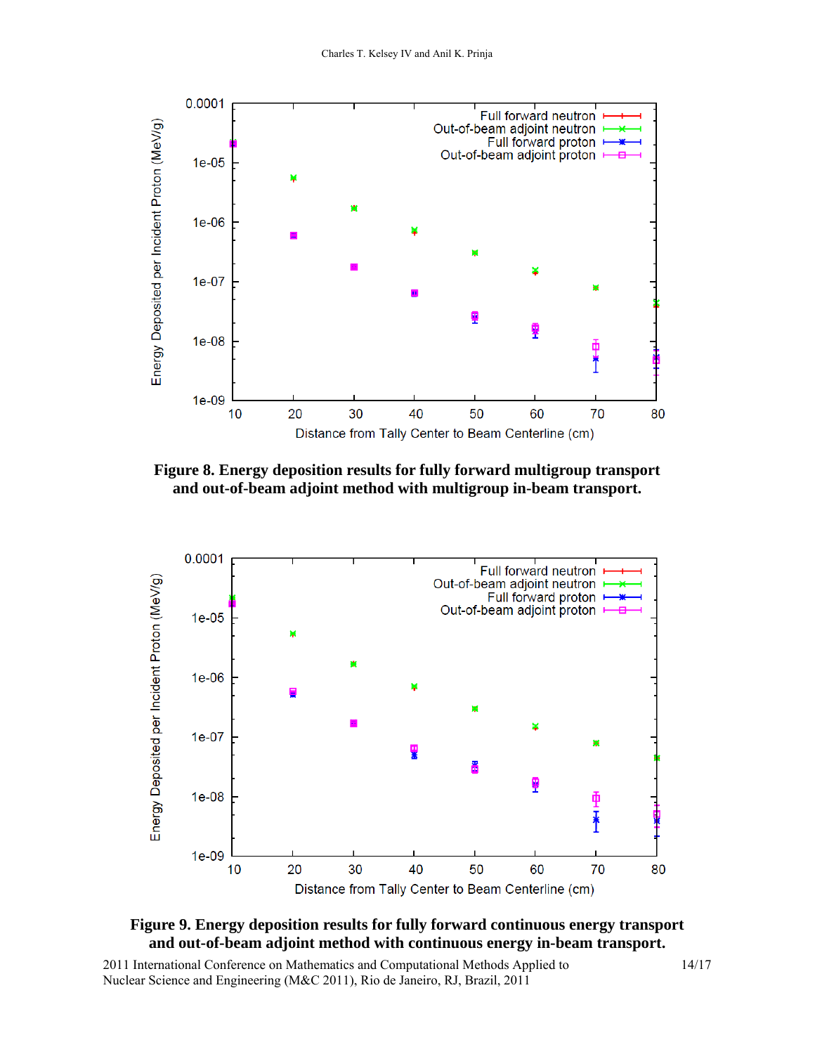**Figure 8. Energy deposition results for fully forward multigroup transport and out-of-beam adjoint method with multigroup in-beam transport.**

**Figure 9. Energy deposition results for fully forward continuous energy transport and out-of-beam adjoint method with continuous energy in-beam transport.**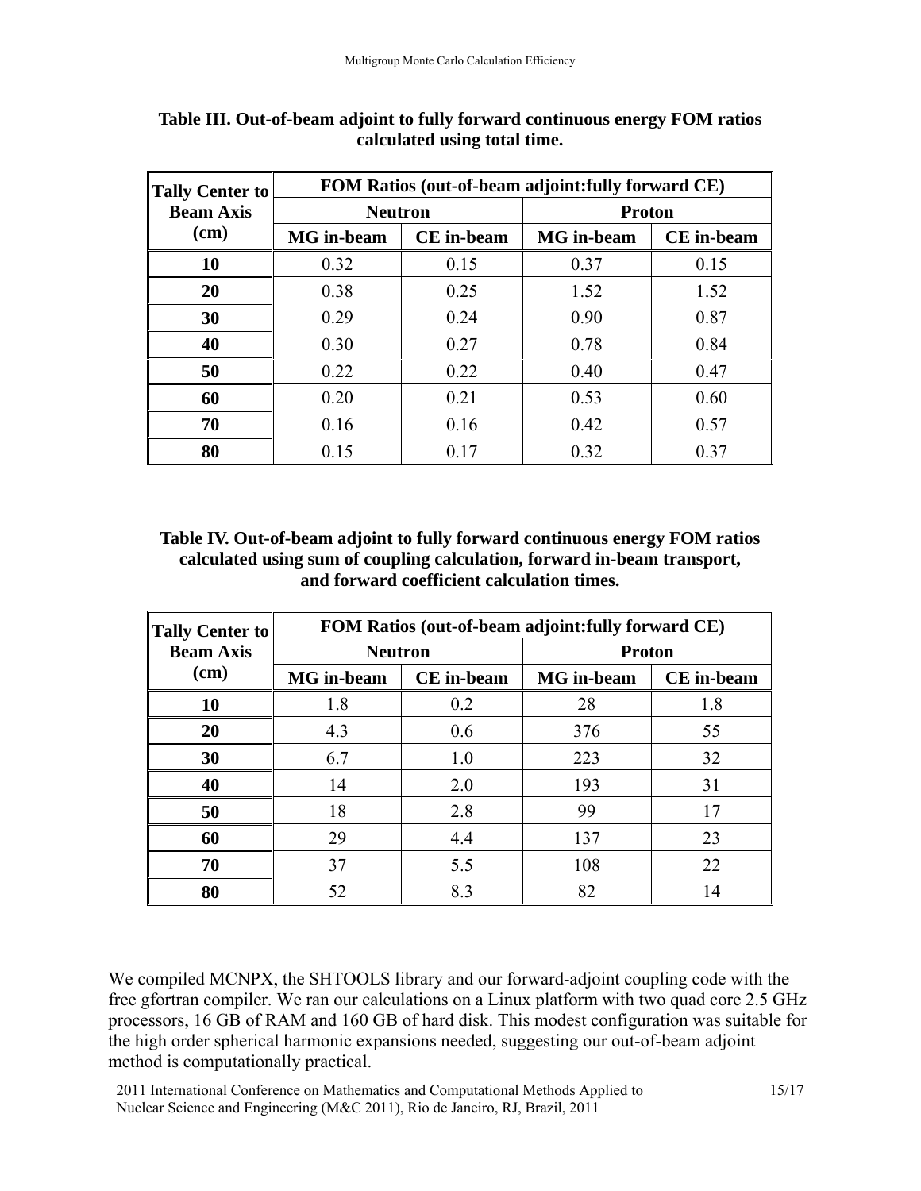**Table III. Out-of-beam adjoint to fully forward continuous energy FOM ratios calculated using total time.**

| Tally Center to Beam Axis (cm) | FOM Ratios (out-of-beam adjoint:fully forward CE) | | | |
|---|---|---|---|---|
| | Neutron | | Proton | |
| | MG in-beam | CE in-beam | MG in-beam | CE in-beam |
| 10 | 0.32 | 0.15 | 0.37 | 0.15 |
| 20 | 0.38 | 0.25 | 1.52 | 1.52 |
| 30 | 0.29 | 0.24 | 0.90 | 0.87 |
| 40 | 0.30 | 0.27 | 0.78 | 0.84 |
| 50 | 0.22 | 0.22 | 0.40 | 0.47 |
| 60 | 0.20 | 0.21 | 0.53 | 0.60 |
| 70 | 0.16 | 0.16 | 0.42 | 0.57 |
| 80 | 0.15 | 0.17 | 0.32 | 0.37 |

**Table IV. Out-of-beam adjoint to fully forward continuous energy FOM ratios calculated using sum of coupling calculation, forward in-beam transport, and forward coefficient calculation times.**

| Tally Center to Beam Axis (cm) | FOM Ratios (out-of-beam adjoint:fully forward CE) | | | |
|---|---|---|---|---|
| | Neutron | | Proton | |
| | MG in-beam | CE in-beam | MG in-beam | CE in-beam |
| 10 | 1.8 | 0.2 | 28 | 1.8 |
| 20 | 4.3 | 0.6 | 376 | 55 |
| 30 | 6.7 | 1.0 | 223 | 32 |
| 40 | 14 | 2.0 | 193 | 31 |
| 50 | 18 | 2.8 | 99 | 17 |
| 60 | 29 | 4.4 | 137 | 23 |
| 70 | 37 | 5.5 | 108 | 22 |
| 80 | 52 | 8.3 | 82 | 14 |

We compiled MCNPX, the SHTOOLS library and our forward-adjoint coupling code with the free gfortran compiler. We ran our calculations on a Linux platform with two quad core 2.5 GHz processors, 16 GB of RAM and 160 GB of hard disk. This modest configuration was suitable for the high order spherical harmonic expansions needed, suggesting our out-of-beam adjoint method is computationally practical.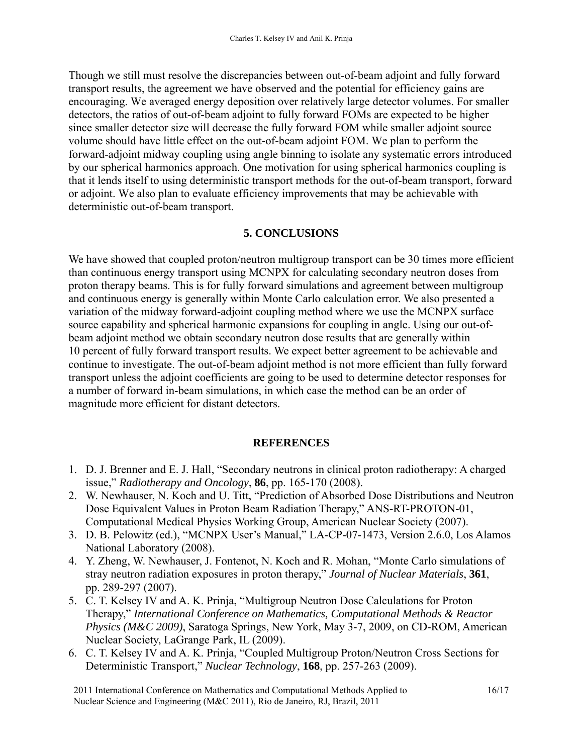Though we still must resolve the discrepancies between out-of-beam adjoint and fully forward transport results, the agreement we have observed and the potential for efficiency gains are encouraging. We averaged energy deposition over relatively large detector volumes. For smaller detectors, the ratios of out-of-beam adjoint to fully forward FOMs are expected to be higher since smaller detector size will decrease the fully forward FOM while smaller adjoint source volume should have little effect on the out-of-beam adjoint FOM. We plan to perform the forward-adjoint midway coupling using angle binning to isolate any systematic errors introduced by our spherical harmonics approach. One motivation for using spherical harmonics coupling is that it lends itself to using deterministic transport methods for the out-of-beam transport, forward or adjoint. We also plan to evaluate efficiency improvements that may be achievable with deterministic out-of-beam transport.

## 5. CONCLUSIONS

We have showed that coupled proton/neutron multigroup transport can be 30 times more efficient than continuous energy transport using MCNPX for calculating secondary neutron doses from proton therapy beams. This is for fully forward simulations and agreement between multigroup and continuous energy is generally within Monte Carlo calculation error. We also presented a variation of the midway forward-adjoint coupling method where we use the MCNPX surface source capability and spherical harmonic expansions for coupling in angle. Using our out-of-beam adjoint method we obtain secondary neutron dose results that are generally within 10 percent of fully forward transport results. We expect better agreement to be achievable and continue to investigate. The out-of-beam adjoint method is not more efficient than fully forward transport unless the adjoint coefficients are going to be used to determine detector responses for a number of forward in-beam simulations, in which case the method can be an order of magnitude more efficient for distant detectors.

## REFERENCES

1. D. J. Brenner and E. J. Hall, "Secondary neutrons in clinical proton radiotherapy: A charged issue," *Radiotherapy and Oncology*, **86**, pp. 165-170 (2008).
2. W. Newhauser, N. Koch and U. Titt, "Prediction of Absorbed Dose Distributions and Neutron Dose Equivalent Values in Proton Beam Radiation Therapy," ANS-RT-PROTON-01, Computational Medical Physics Working Group, American Nuclear Society (2007).
3. D. B. Pelowitz (ed.), "MCNPX User's Manual," LA-CP-07-1473, Version 2.6.0, Los Alamos National Laboratory (2008).
4. Y. Zheng, W. Newhauser, J. Fontenot, N. Koch and R. Mohan, "Monte Carlo simulations of stray neutron radiation exposures in proton therapy," *Journal of Nuclear Materials*, **361**, pp. 289-297 (2007).
5. C. T. Kelsey IV and A. K. Prinja, "Multigroup Neutron Dose Calculations for Proton Therapy," *International Conference on Mathematics, Computational Methods & Reactor Physics (M&C 2009)*, Saratoga Springs, New York, May 3-7, 2009, on CD-ROM, American Nuclear Society, LaGrange Park, IL (2009).
6. C. T. Kelsey IV and A. K. Prinja, "Coupled Multigroup Proton/Neutron Cross Sections for Deterministic Transport," *Nuclear Technology*, **168**, pp. 257-263 (2009).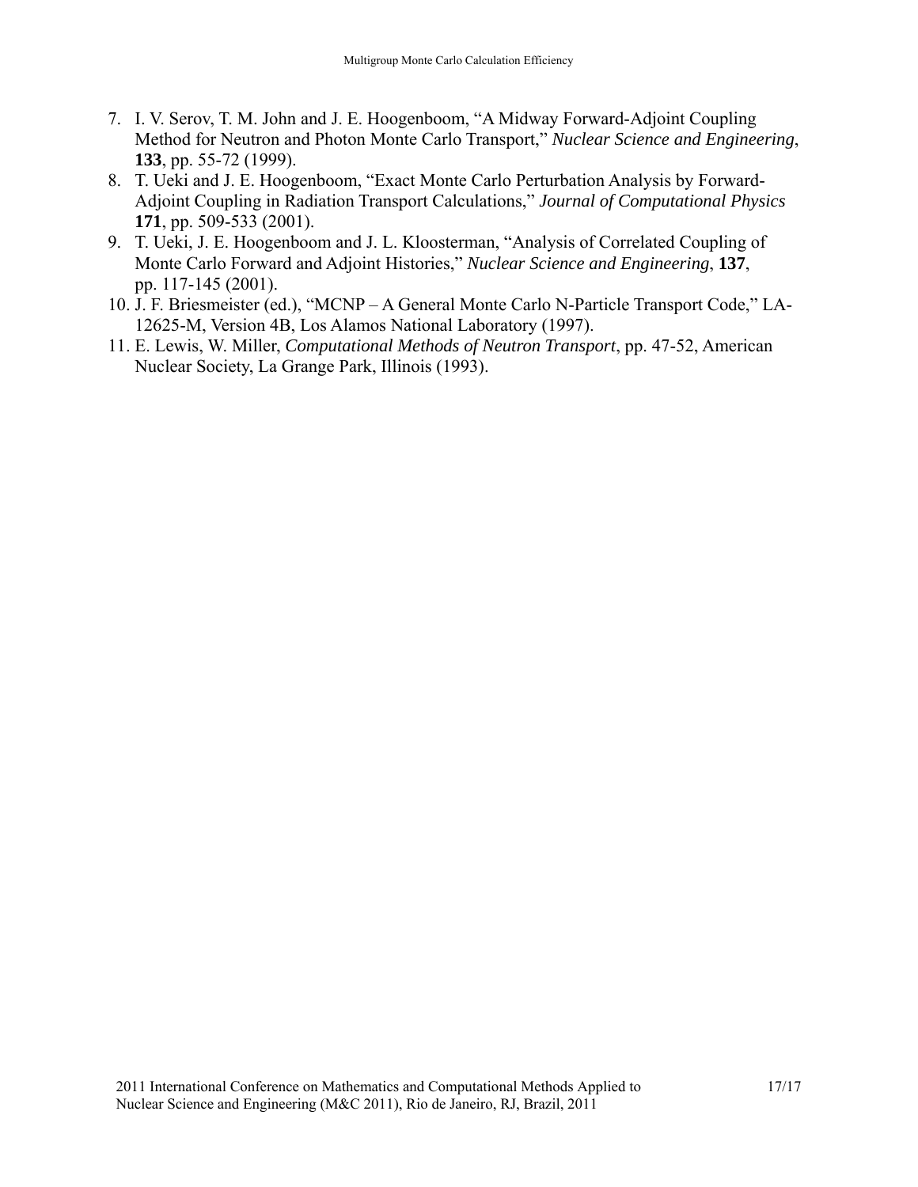7. I. V. Serov, T. M. John and J. E. Hoogenboom, "A Midway Forward-Adjoint Coupling Method for Neutron and Photon Monte Carlo Transport," *Nuclear Science and Engineering*, **133**, pp. 55-72 (1999).
8. T. Ueki and J. E. Hoogenboom, "Exact Monte Carlo Perturbation Analysis by Forward-Adjoint Coupling in Radiation Transport Calculations," *Journal of Computational Physics* **171**, pp. 509-533 (2001).
9. T. Ueki, J. E. Hoogenboom and J. L. Kloosterman, "Analysis of Correlated Coupling of Monte Carlo Forward and Adjoint Histories," *Nuclear Science and Engineering*, **137**, pp. 117-145 (2001).
10. J. F. Briesmeister (ed.), "MCNP – A General Monte Carlo N-Particle Transport Code," LA-12625-M, Version 4B, Los Alamos National Laboratory (1997).
11. E. Lewis, W. Miller, *Computational Methods of Neutron Transport*, pp. 47-52, American Nuclear Society, La Grange Park, Illinois (1993).